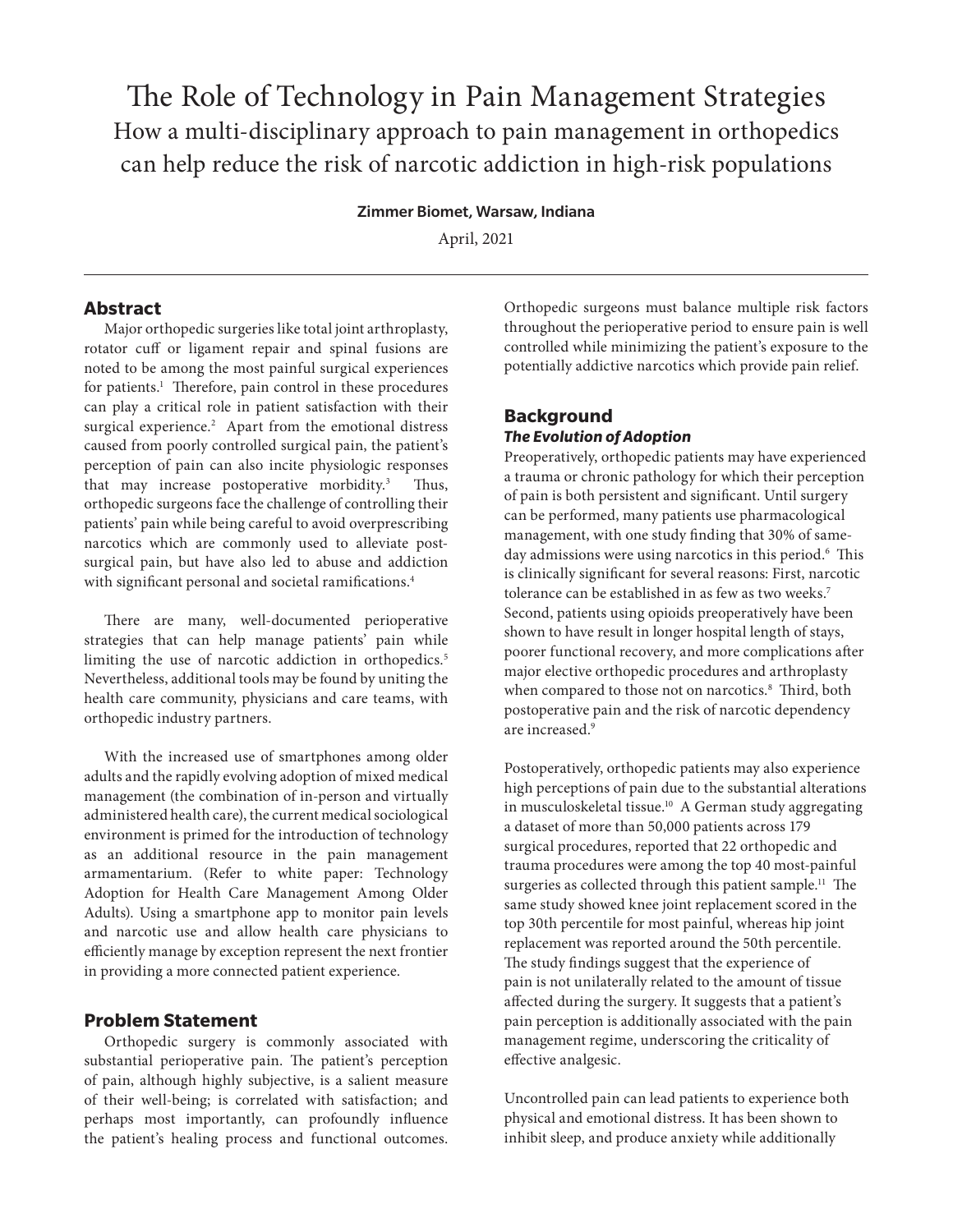# The Role of Technology in Pain Management Strategies

## How a multi-disciplinary approach to pain management in orthopedics can help reduce the risk of narcotic addiction in high-risk populations

**Zimmer Biomet, Warsaw, Indiana**

April, 2021

---

## Abstract

Major orthopedic surgeries like total joint arthroplasty, rotator cuff or ligament repair and spinal fusions are noted to be among the most painful surgical experiences for patients.[1] Therefore, pain control in these procedures can play a critical role in patient satisfaction with their surgical experience.[2] Apart from the emotional distress caused from poorly controlled surgical pain, the patient's perception of pain can also incite physiologic responses that may increase postoperative morbidity.[3] Thus, orthopedic surgeons face the challenge of controlling their patients' pain while being careful to avoid overprescribing narcotics which are commonly used to alleviate post-surgical pain, but have also led to abuse and addiction with significant personal and societal ramifications.[4]

There are many, well-documented perioperative strategies that can help manage patients' pain while limiting the use of narcotic addiction in orthopedics.[5] Nevertheless, additional tools may be found by uniting the health care community, physicians and care teams, with orthopedic industry partners.

With the increased use of smartphones among older adults and the rapidly evolving adoption of mixed medical management (the combination of in-person and virtually administered health care), the current medical sociological environment is primed for the introduction of technology as an additional resource in the pain management armamentarium. (Refer to white paper: Technology Adoption for Health Care Management Among Older Adults). Using a smartphone app to monitor pain levels and narcotic use and allow health care physicians to efficiently manage by exception represent the next frontier in providing a more connected patient experience.

## Problem Statement

Orthopedic surgery is commonly associated with substantial perioperative pain. The patient's perception of pain, although highly subjective, is a salient measure of their well-being; is correlated with satisfaction; and perhaps most importantly, can profoundly influence the patient's healing process and functional outcomes. Orthopedic surgeons must balance multiple risk factors throughout the perioperative period to ensure pain is well controlled while minimizing the patient's exposure to the potentially addictive narcotics which provide pain relief.

## Background

### *The Evolution of Adoption*

Preoperatively, orthopedic patients may have experienced a trauma or chronic pathology for which their perception of pain is both persistent and significant. Until surgery can be performed, many patients use pharmacological management, with one study finding that 30% of same-day admissions were using narcotics in this period.[6] This is clinically significant for several reasons: First, narcotic tolerance can be established in as few as two weeks.[7] Second, patients using opioids preoperatively have been shown to have result in longer hospital length of stays, poorer functional recovery, and more complications after major elective orthopedic procedures and arthroplasty when compared to those not on narcotics.[8] Third, both postoperative pain and the risk of narcotic dependency are increased.[9]

Postoperatively, orthopedic patients may also experience high perceptions of pain due to the substantial alterations in musculoskeletal tissue.[10] A German study aggregating a dataset of more than 50,000 patients across 179 surgical procedures, reported that 22 orthopedic and trauma procedures were among the top 40 most-painful surgeries as collected through this patient sample.[11] The same study showed knee joint replacement scored in the top 30th percentile for most painful, whereas hip joint replacement was reported around the 50th percentile. The study findings suggest that the experience of pain is not unilaterally related to the amount of tissue affected during the surgery. It suggests that a patient's pain perception is additionally associated with the pain management regime, underscoring the criticality of effective analgesic.

Uncontrolled pain can lead patients to experience both physical and emotional distress. It has been shown to inhibit sleep, and produce anxiety while additionally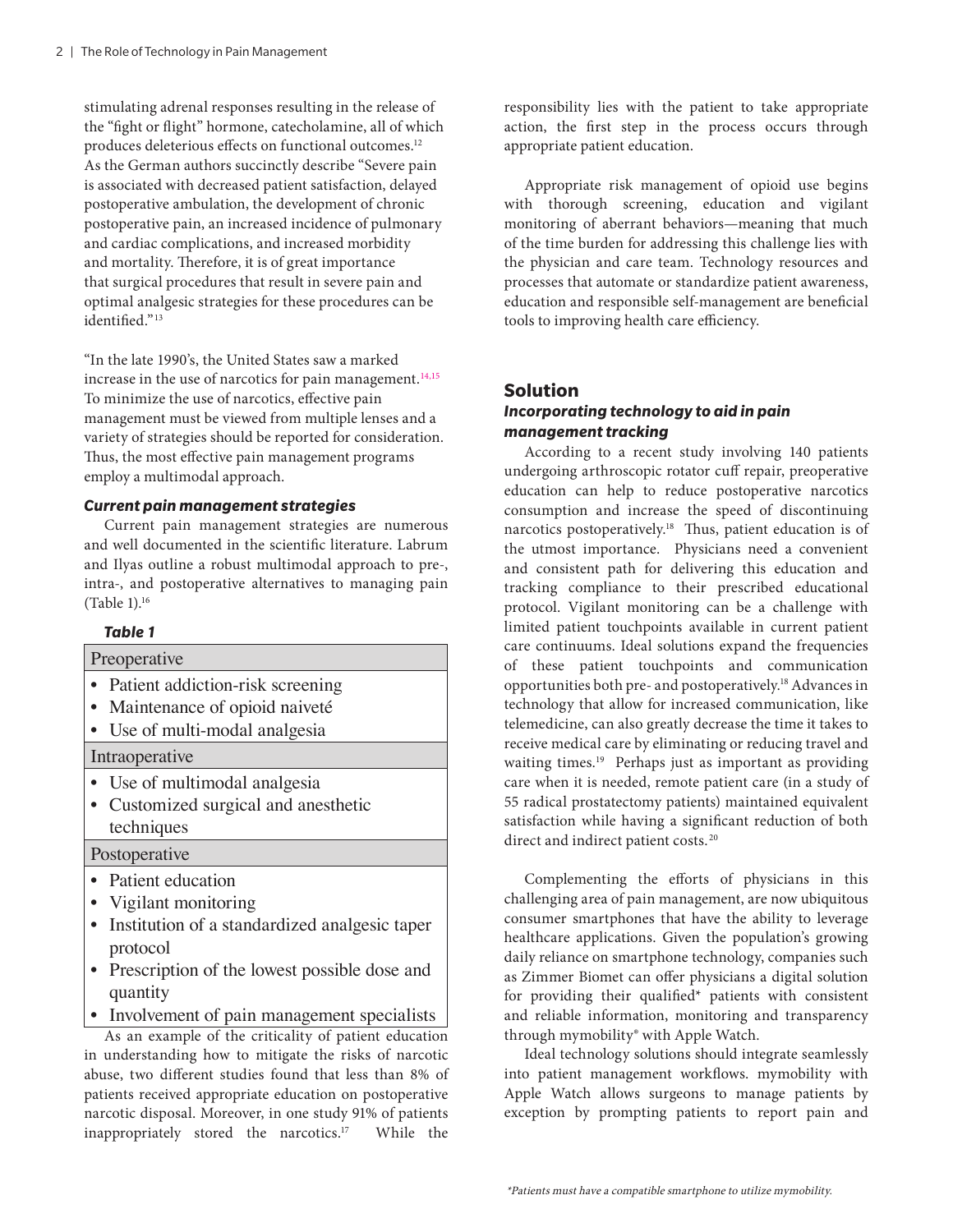stimulating adrenal responses resulting in the release of the "fight or flight" hormone, catecholamine, all of which produces deleterious effects on functional outcomes.[12] As the German authors succinctly describe "Severe pain is associated with decreased patient satisfaction, delayed postoperative ambulation, the development of chronic postoperative pain, an increased incidence of pulmonary and cardiac complications, and increased morbidity and mortality. Therefore, it is of great importance that surgical procedures that result in severe pain and optimal analgesic strategies for these procedures can be identified."[13]

"In the late 1990's, the United States saw a marked increase in the use of narcotics for pain management.[14,15] To minimize the use of narcotics, effective pain management must be viewed from multiple lenses and a variety of strategies should be reported for consideration. Thus, the most effective pain management programs employ a multimodal approach.

### *Current pain management strategies*

Current pain management strategies are numerous and well documented in the scientific literature. Labrum and Ilyas outline a robust multimodal approach to pre-, intra-, and postoperative alternatives to managing pain (Table 1).[16]

***Table 1***

| Preoperative |
| --- |
| • Patient addiction-risk screening<br>• Maintenance of opioid naiveté<br>• Use of multi-modal analgesia |
| **Intraoperative** |
| • Use of multimodal analgesia<br>• Customized surgical and anesthetic techniques |
| **Postoperative** |
| • Patient education<br>• Vigilant monitoring<br>• Institution of a standardized analgesic taper protocol<br>• Prescription of the lowest possible dose and quantity<br>• Involvement of pain management specialists |

As an example of the criticality of patient education in understanding how to mitigate the risks of narcotic abuse, two different studies found that less than 8% of patients received appropriate education on postoperative narcotic disposal. Moreover, in one study 91% of patients inappropriately stored the narcotics.[17] While the responsibility lies with the patient to take appropriate action, the first step in the process occurs through appropriate patient education.

Appropriate risk management of opioid use begins with thorough screening, education and vigilant monitoring of aberrant behaviors—meaning that much of the time burden for addressing this challenge lies with the physician and care team. Technology resources and processes that automate or standardize patient awareness, education and responsible self-management are beneficial tools to improving health care efficiency.

## Solution

### *Incorporating technology to aid in pain management tracking*

According to a recent study involving 140 patients undergoing arthroscopic rotator cuff repair, preoperative education can help to reduce postoperative narcotics consumption and increase the speed of discontinuing narcotics postoperatively.[18] Thus, patient education is of the utmost importance. Physicians need a convenient and consistent path for delivering this education and tracking compliance to their prescribed educational protocol. Vigilant monitoring can be a challenge with limited patient touchpoints available in current patient care continuums. Ideal solutions expand the frequencies of these patient touchpoints and communication opportunities both pre- and postoperatively.[18] Advances in technology that allow for increased communication, like telemedicine, can also greatly decrease the time it takes to receive medical care by eliminating or reducing travel and waiting times.[19] Perhaps just as important as providing care when it is needed, remote patient care (in a study of 55 radical prostatectomy patients) maintained equivalent satisfaction while having a significant reduction of both direct and indirect patient costs.[20]

Complementing the efforts of physicians in this challenging area of pain management, are now ubiquitous consumer smartphones that have the ability to leverage healthcare applications. Given the population's growing daily reliance on smartphone technology, companies such as Zimmer Biomet can offer physicians a digital solution for providing their qualified* patients with consistent and reliable information, monitoring and transparency through mymobility® with Apple Watch.

Ideal technology solutions should integrate seamlessly into patient management workflows. mymobility with Apple Watch allows surgeons to manage patients by exception by prompting patients to report pain and

*\*Patients must have a compatible smartphone to utilize mymobility.*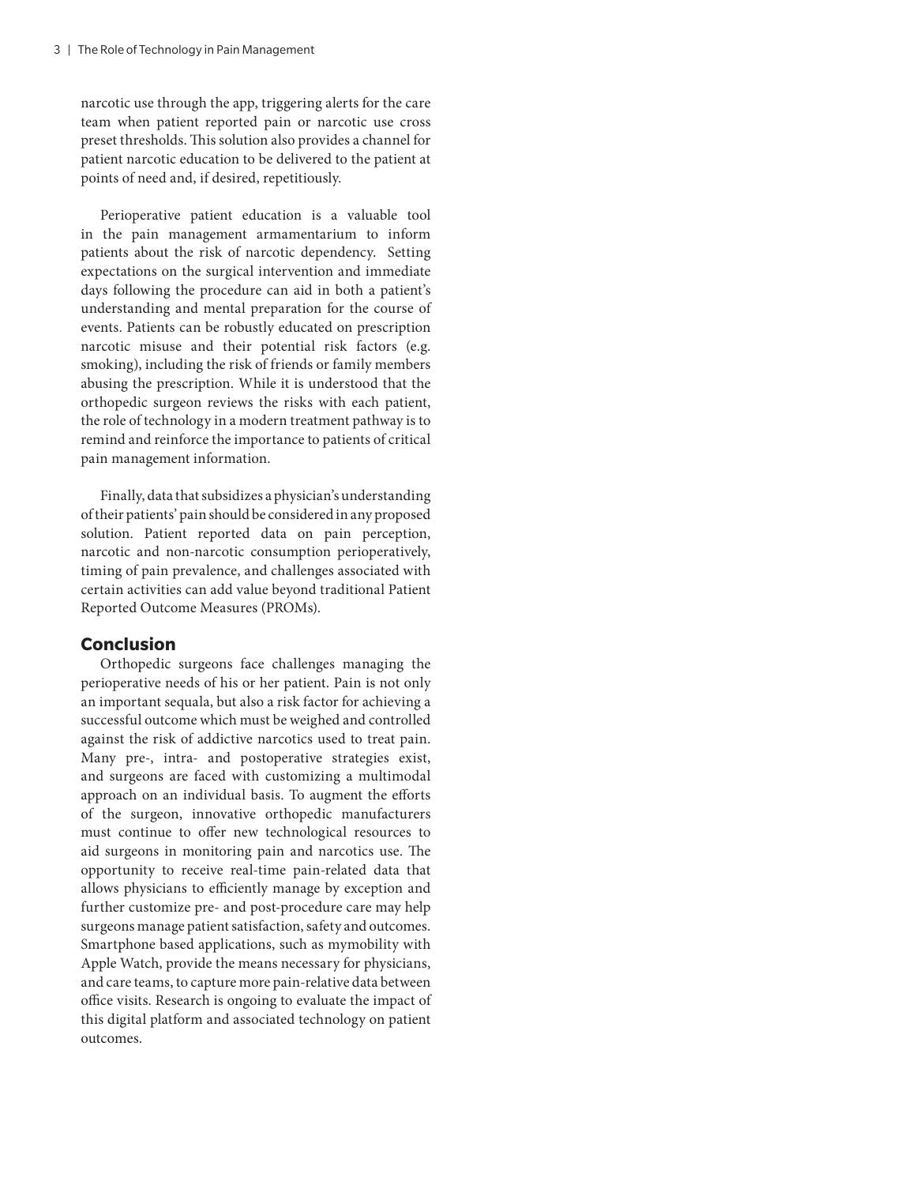narcotic use through the app, triggering alerts for the care team when patient reported pain or narcotic use cross preset thresholds. This solution also provides a channel for patient narcotic education to be delivered to the patient at points of need and, if desired, repetitiously.

Perioperative patient education is a valuable tool in the pain management armamentarium to inform patients about the risk of narcotic dependency. Setting expectations on the surgical intervention and immediate days following the procedure can aid in both a patient's understanding and mental preparation for the course of events. Patients can be robustly educated on prescription narcotic misuse and their potential risk factors (e.g. smoking), including the risk of friends or family members abusing the prescription. While it is understood that the orthopedic surgeon reviews the risks with each patient, the role of technology in a modern treatment pathway is to remind and reinforce the importance to patients of critical pain management information.

Finally, data that subsidizes a physician's understanding of their patients' pain should be considered in any proposed solution. Patient reported data on pain perception, narcotic and non-narcotic consumption perioperatively, timing of pain prevalence, and challenges associated with certain activities can add value beyond traditional Patient Reported Outcome Measures (PROMs).

## Conclusion

Orthopedic surgeons face challenges managing the perioperative needs of his or her patient. Pain is not only an important sequala, but also a risk factor for achieving a successful outcome which must be weighed and controlled against the risk of addictive narcotics used to treat pain. Many pre-, intra- and postoperative strategies exist, and surgeons are faced with customizing a multimodal approach on an individual basis. To augment the efforts of the surgeon, innovative orthopedic manufacturers must continue to offer new technological resources to aid surgeons in monitoring pain and narcotics use. The opportunity to receive real-time pain-related data that allows physicians to efficiently manage by exception and further customize pre- and post-procedure care may help surgeons manage patient satisfaction, safety and outcomes. Smartphone based applications, such as mymobility with Apple Watch, provide the means necessary for physicians, and care teams, to capture more pain-relative data between office visits. Research is ongoing to evaluate the impact of this digital platform and associated technology on patient outcomes.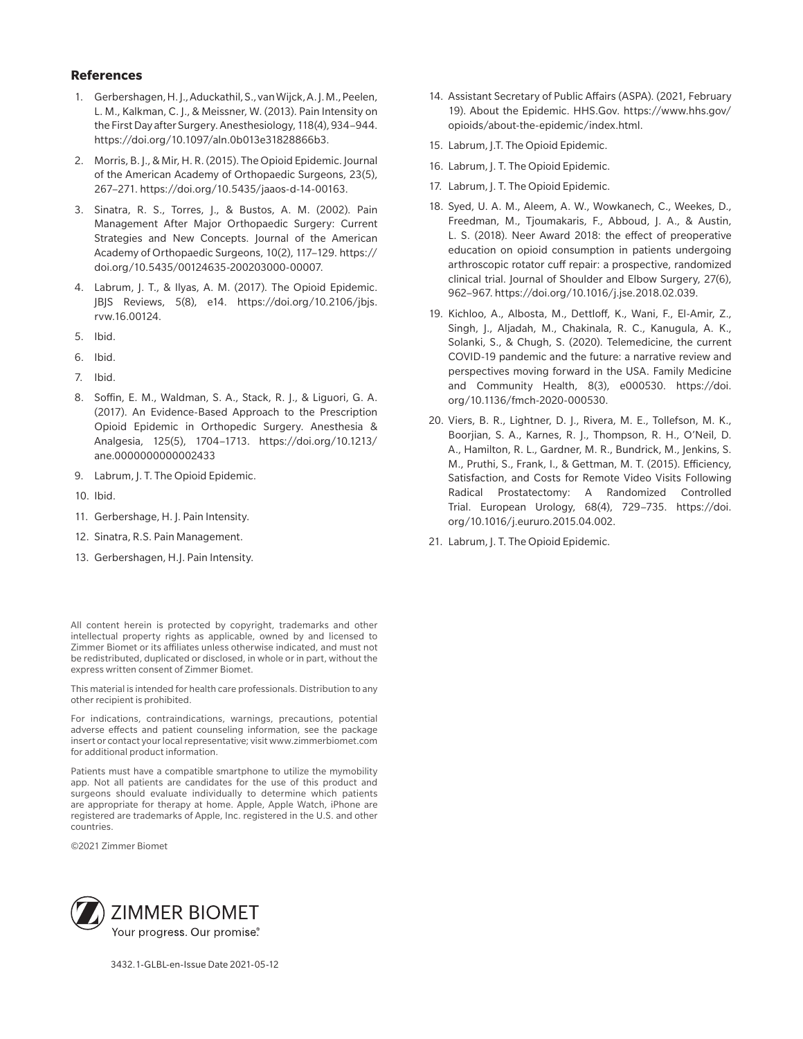## References

1. Gerbershagen, H. J., Aduckathil, S., van Wijck, A. J. M., Peelen, L. M., Kalkman, C. J., & Meissner, W. (2013). Pain Intensity on the First Day after Surgery. Anesthesiology, 118(4), 934–944. https://doi.org/10.1097/aln.0b013e31828866b3.
2. Morris, B. J., & Mir, H. R. (2015). The Opioid Epidemic. Journal of the American Academy of Orthopaedic Surgeons, 23(5), 267–271. https://doi.org/10.5435/jaaos-d-14-00163.
3. Sinatra, R. S., Torres, J., & Bustos, A. M. (2002). Pain Management After Major Orthopaedic Surgery: Current Strategies and New Concepts. Journal of the American Academy of Orthopaedic Surgeons, 10(2), 117–129. https://doi.org/10.5435/00124635-200203000-00007.
4. Labrum, J. T., & Ilyas, A. M. (2017). The Opioid Epidemic. JBJS Reviews, 5(8), e14. https://doi.org/10.2106/jbjs.rvw.16.00124.
5. Ibid.
6. Ibid.
7. Ibid.
8. Soffin, E. M., Waldman, S. A., Stack, R. J., & Liguori, G. A. (2017). An Evidence-Based Approach to the Prescription Opioid Epidemic in Orthopedic Surgery. Anesthesia & Analgesia, 125(5), 1704–1713. https://doi.org/10.1213/ane.0000000000002433
9. Labrum, J. T. The Opioid Epidemic.
10. Ibid.
11. Gerbershage, H. J. Pain Intensity.
12. Sinatra, R.S. Pain Management.
13. Gerbershagen, H.J. Pain Intensity.
14. Assistant Secretary of Public Affairs (ASPA). (2021, February 19). About the Epidemic. HHS.Gov. https://www.hhs.gov/opioids/about-the-epidemic/index.html.
15. Labrum, J.T. The Opioid Epidemic.
16. Labrum, J. T. The Opioid Epidemic.
17. Labrum, J. T. The Opioid Epidemic.
18. Syed, U. A. M., Aleem, A. W., Wowkanech, C., Weekes, D., Freedman, M., Tjoumakaris, F., Abboud, J. A., & Austin, L. S. (2018). Neer Award 2018: the effect of preoperative education on opioid consumption in patients undergoing arthroscopic rotator cuff repair: a prospective, randomized clinical trial. Journal of Shoulder and Elbow Surgery, 27(6), 962–967. https://doi.org/10.1016/j.jse.2018.02.039.
19. Kichloo, A., Albosta, M., Dettloff, K., Wani, F., El-Amir, Z., Singh, J., Aljadah, M., Chakinala, R. C., Kanugula, A. K., Solanki, S., & Chugh, S. (2020). Telemedicine, the current COVID-19 pandemic and the future: a narrative review and perspectives moving forward in the USA. Family Medicine and Community Health, 8(3), e000530. https://doi.org/10.1136/fmch-2020-000530.
20. Viers, B. R., Lightner, D. J., Rivera, M. E., Tollefson, M. K., Boorjian, S. A., Karnes, R. J., Thompson, R. H., O'Neil, D. A., Hamilton, R. L., Gardner, M. R., Bundrick, M., Jenkins, S. M., Pruthi, S., Frank, I., & Gettman, M. T. (2015). Efficiency, Satisfaction, and Costs for Remote Video Visits Following Radical Prostatectomy: A Randomized Controlled Trial. European Urology, 68(4), 729–735. https://doi.org/10.1016/j.eururo.2015.04.002.
21. Labrum, J. T. The Opioid Epidemic.

All content herein is protected by copyright, trademarks and other intellectual property rights as applicable, owned by and licensed to Zimmer Biomet or its affiliates unless otherwise indicated, and must not be redistributed, duplicated or disclosed, in whole or in part, without the express written consent of Zimmer Biomet.

This material is intended for health care professionals. Distribution to any other recipient is prohibited.

For indications, contraindications, warnings, precautions, potential adverse effects and patient counseling information, see the package insert or contact your local representative; visit www.zimmerbiomet.com for additional product information.

Patients must have a compatible smartphone to utilize the mymobility app. Not all patients are candidates for the use of this product and surgeons should evaluate individually to determine which patients are appropriate for therapy at home. Apple, Apple Watch, iPhone are registered are trademarks of Apple, Inc. registered in the U.S. and other countries.

©2021 Zimmer Biomet

ZIMMER BIOMET
Your progress. Our promise.®

3432.1-GLBL-en-Issue Date 2021-05-12